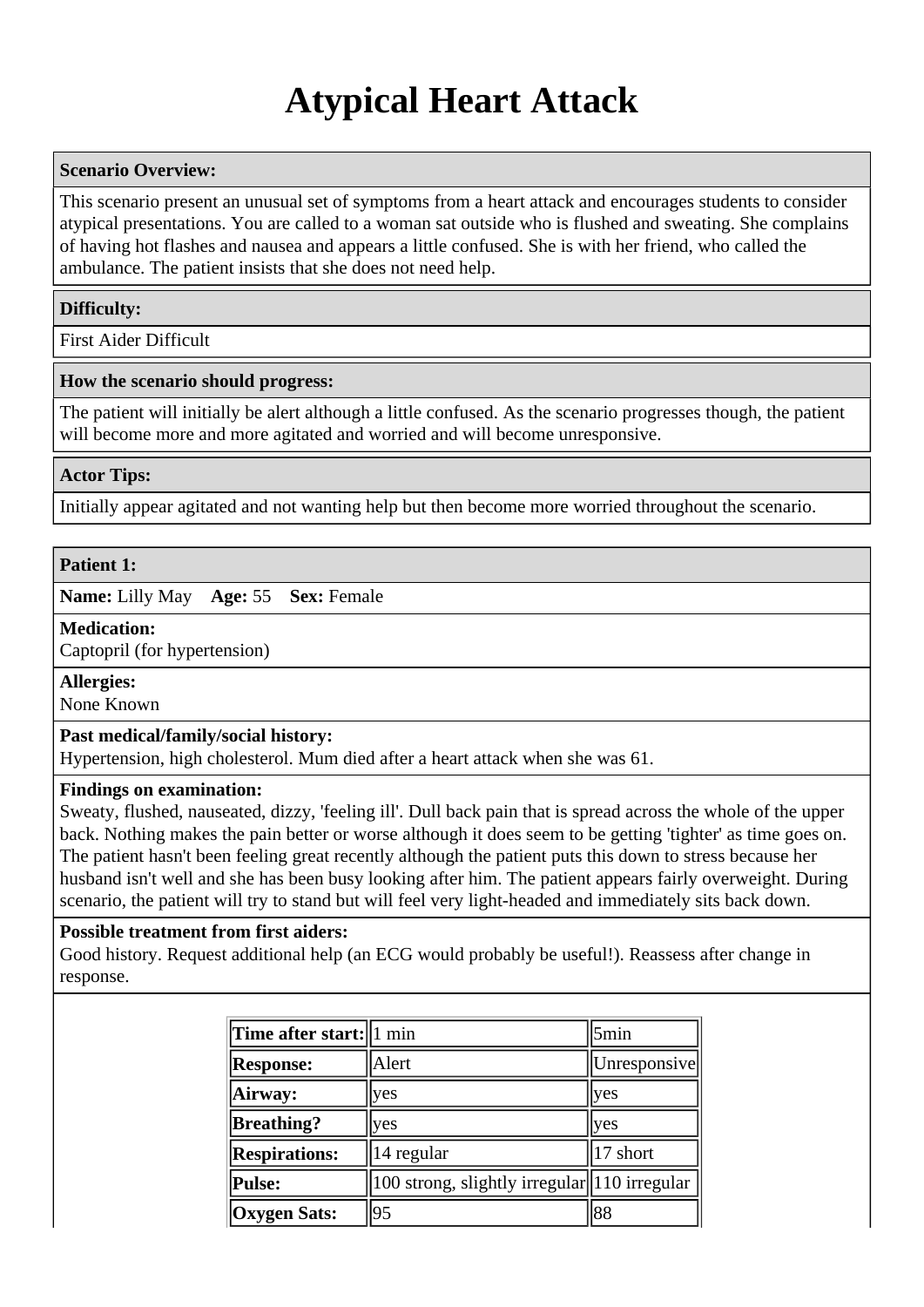# Atypical Heart Attack

**Scenario Overview:**

This scenario present an unusual set of symptoms from a heart attack and encourages students to consider atypical presentations. You are called to a woman sat outside who is flushed and sweating. She complains of having hot flashes and nausea and appears a little confused. She is with her friend, who called the ambulance. The patient insists that she does not need help.

**Difficulty:**

First Aider Difficult

**How the scenario should progress:**

The patient will initially be alert although a little confused. As the scenario progresses though, the patient will become more and more agitated and worried and will become unresponsive.

**Actor Tips:**

Initially appear agitated and not wanting help but then become more worried throughout the scenario.

**Patient 1:**

**Name:** Lilly May **Age:** 55 **Sex:** Female

**Medication:**
Captopril (for hypertension)

**Allergies:**
None Known

**Past medical/family/social history:**
Hypertension, high cholesterol. Mum died after a heart attack when she was 61.

**Findings on examination:**
Sweaty, flushed, nauseated, dizzy, 'feeling ill'. Dull back pain that is spread across the whole of the upper back. Nothing makes the pain better or worse although it does seem to be getting 'tighter' as time goes on. The patient hasn't been feeling great recently although the patient puts this down to stress because her husband isn't well and she has been busy looking after him. The patient appears fairly overweight. During scenario, the patient will try to stand but will feel very light-headed and immediately sits back down.

**Possible treatment from first aiders:**
Good history. Request additional help (an ECG would probably be useful!). Reassess after change in response.

| Time after start: | 1 min | 5min |
|---|---|---|
| **Response:** | Alert | Unresponsive |
| **Airway:** | yes | yes |
| **Breathing?** | yes | yes |
| **Respirations:** | 14 regular | 17 short |
| **Pulse:** | 100 strong, slightly irregular | 110 irregular |
| **Oxygen Sats:** | 95 | 88 |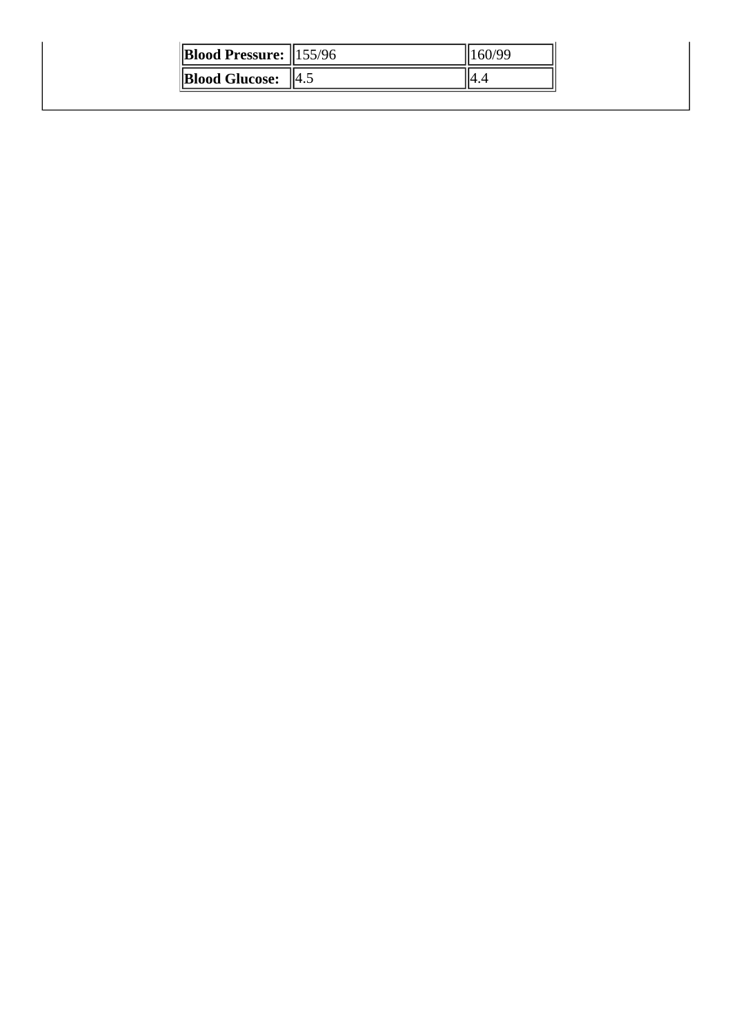| | | |
|---|---|---|
| **Blood Pressure:** | 155/96 | 160/99 |
| **Blood Glucose:** | 4.5 | 4.4 |